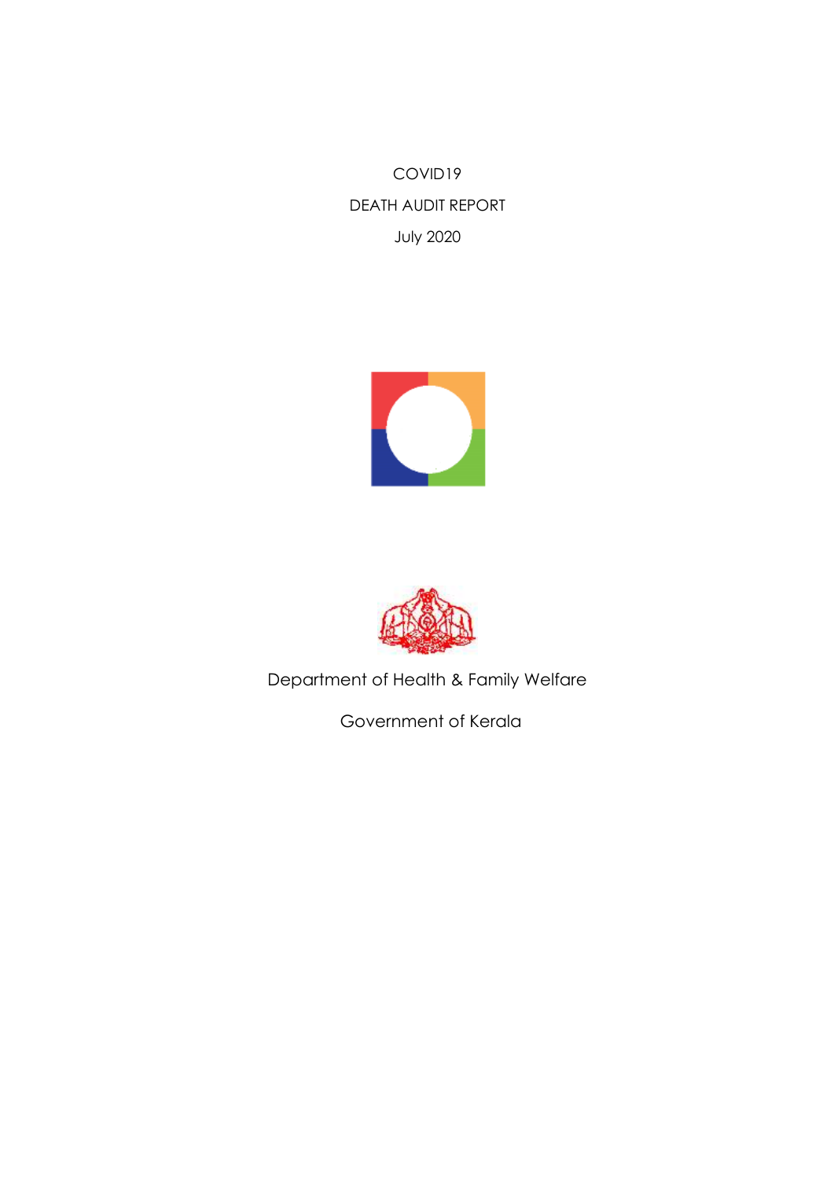# COVID19

# DEATH AUDIT REPORT

July 2020

Department of Health & Family Welfare

Government of Kerala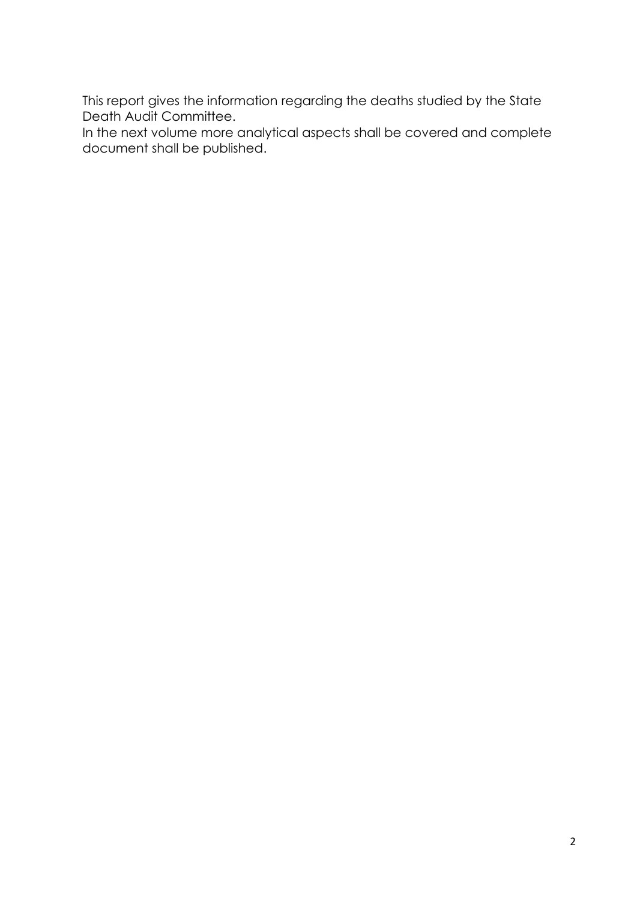This report gives the information regarding the deaths studied by the State Death Audit Committee.

In the next volume more analytical aspects shall be covered and complete document shall be published.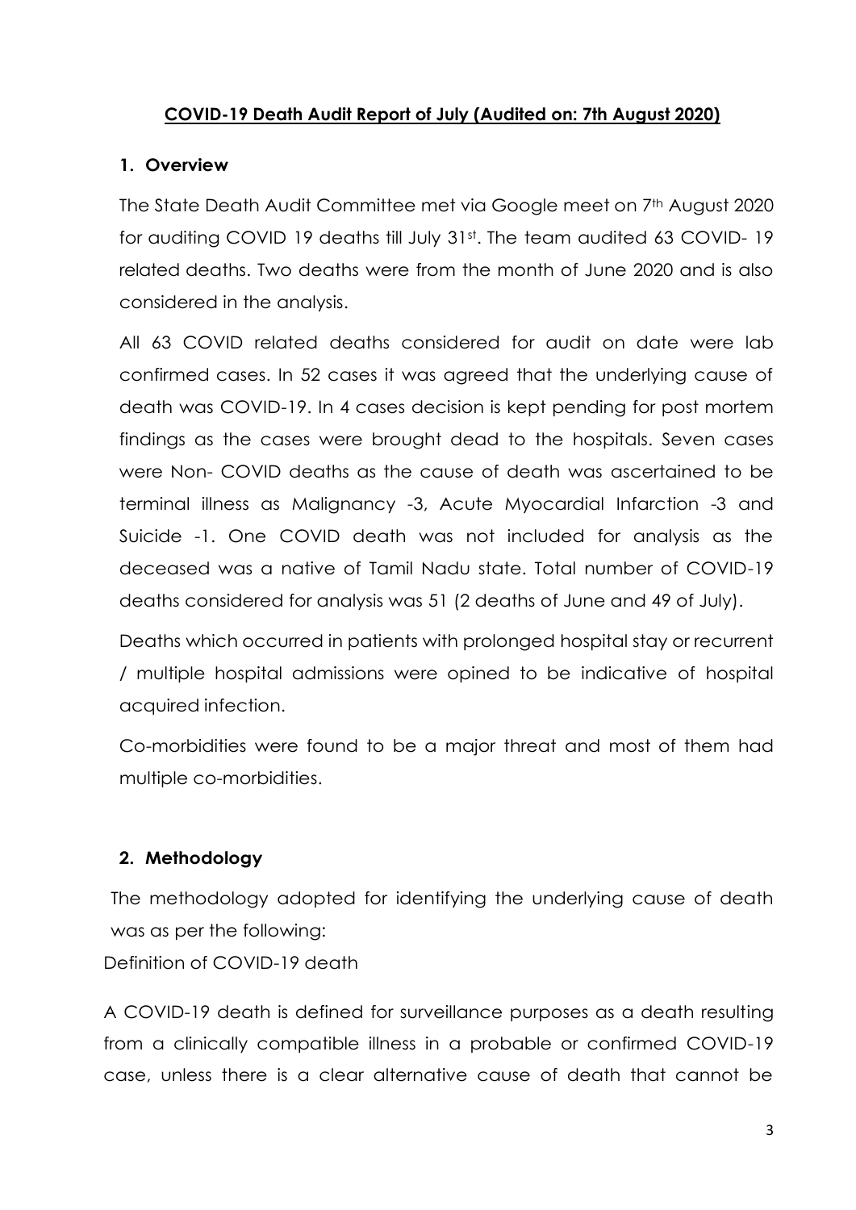## COVID-19 Death Audit Report of July (Audited on: 7th August 2020)

### 1. Overview

The State Death Audit Committee met via Google meet on 7th August 2020 for auditing COVID 19 deaths till July 31st. The team audited 63 COVID- 19 related deaths. Two deaths were from the month of June 2020 and is also considered in the analysis.

All 63 COVID related deaths considered for audit on date were lab confirmed cases. In 52 cases it was agreed that the underlying cause of death was COVID-19. In 4 cases decision is kept pending for post mortem findings as the cases were brought dead to the hospitals. Seven cases were Non- COVID deaths as the cause of death was ascertained to be terminal illness as Malignancy -3, Acute Myocardial Infarction -3 and Suicide -1. One COVID death was not included for analysis as the deceased was a native of Tamil Nadu state. Total number of COVID-19 deaths considered for analysis was 51 (2 deaths of June and 49 of July).

Deaths which occurred in patients with prolonged hospital stay or recurrent / multiple hospital admissions were opined to be indicative of hospital acquired infection.

Co-morbidities were found to be a major threat and most of them had multiple co-morbidities.

### 2. Methodology

The methodology adopted for identifying the underlying cause of death was as per the following:

Definition of COVID-19 death

A COVID-19 death is defined for surveillance purposes as a death resulting from a clinically compatible illness in a probable or confirmed COVID-19 case, unless there is a clear alternative cause of death that cannot be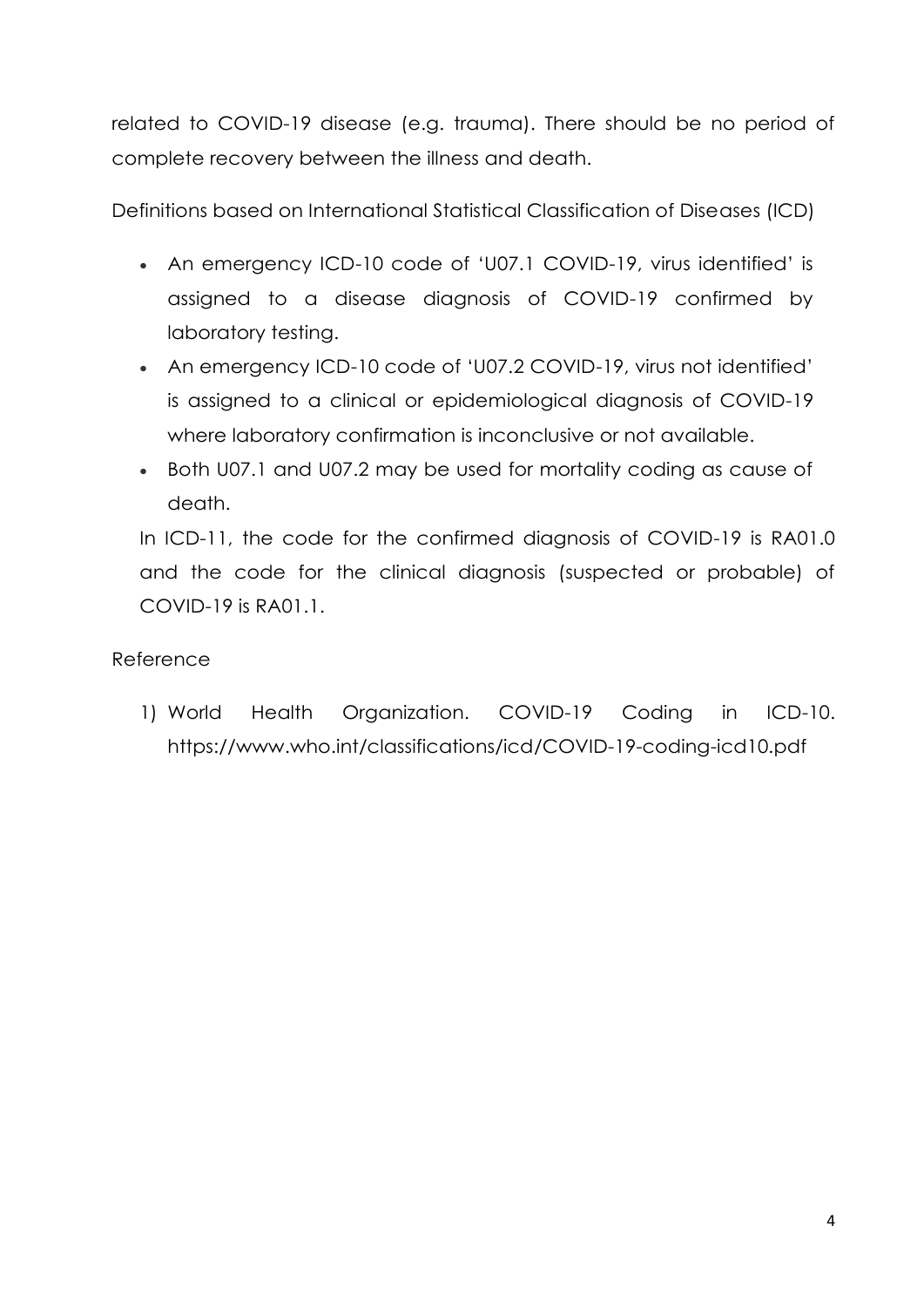related to COVID-19 disease (e.g. trauma). There should be no period of complete recovery between the illness and death.

Definitions based on International Statistical Classification of Diseases (ICD)

- An emergency ICD-10 code of 'U07.1 COVID-19, virus identified' is assigned to a disease diagnosis of COVID-19 confirmed by laboratory testing.
- An emergency ICD-10 code of 'U07.2 COVID-19, virus not identified' is assigned to a clinical or epidemiological diagnosis of COVID-19 where laboratory confirmation is inconclusive or not available.
- Both U07.1 and U07.2 may be used for mortality coding as cause of death.

In ICD-11, the code for the confirmed diagnosis of COVID-19 is RA01.0 and the code for the clinical diagnosis (suspected or probable) of COVID-19 is RA01.1.

Reference

1) World Health Organization. COVID-19 Coding in ICD-10. https://www.who.int/classifications/icd/COVID-19-coding-icd10.pdf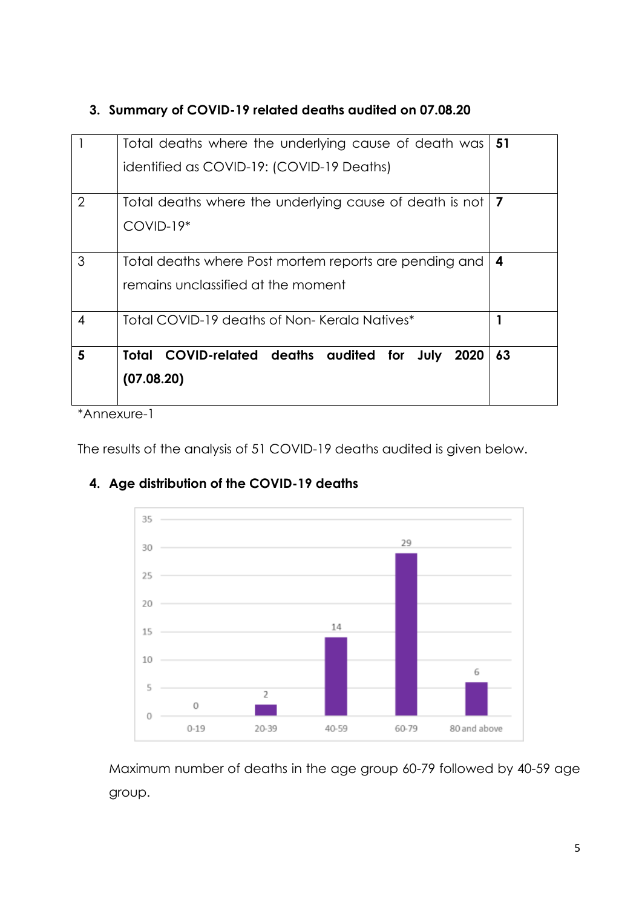## 3. Summary of COVID-19 related deaths audited on 07.08.20

| | | |
|---|---|---|
| 1 | Total deaths where the underlying cause of death was identified as COVID-19: (COVID-19 Deaths) | **51** |
| 2 | Total deaths where the underlying cause of death is not COVID-19* | **7** |
| 3 | Total deaths where Post mortem reports are pending and remains unclassified at the moment | **4** |
| 4 | Total COVID-19 deaths of Non- Kerala Natives* | **1** |
| **5** | **Total COVID-related deaths audited for July 2020 (07.08.20)** | **63** |

*Annexure-1

The results of the analysis of 51 COVID-19 deaths audited is given below.

## 4. Age distribution of the COVID-19 deaths

| Age group | Deaths |
|---|---|
| 0-19 | 0 |
| 20-39 | 2 |
| 40-59 | 14 |
| 60-79 | 29 |
| 80 and above | 6 |

Maximum number of deaths in the age group 60-79 followed by 40-59 age group.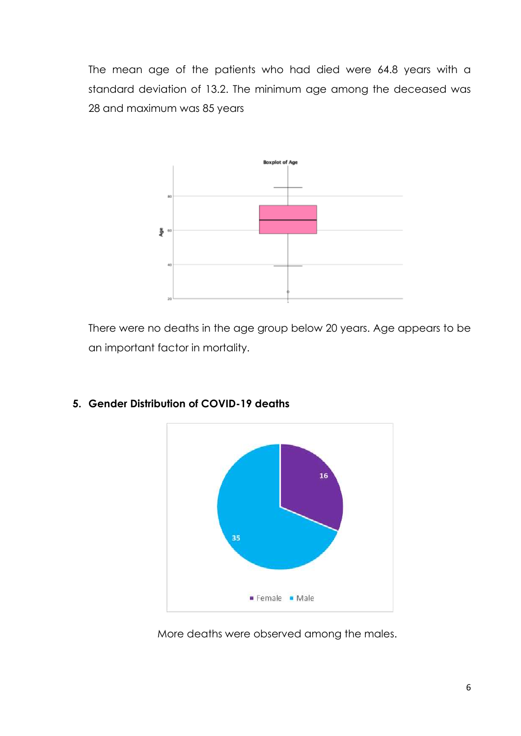The mean age of the patients who had died were 64.8 years with a standard deviation of 13.2. The minimum age among the deceased was 28 and maximum was 85 years

There were no deaths in the age group below 20 years. Age appears to be an important factor in mortality.

**5. Gender Distribution of COVID-19 deaths**

More deaths were observed among the males.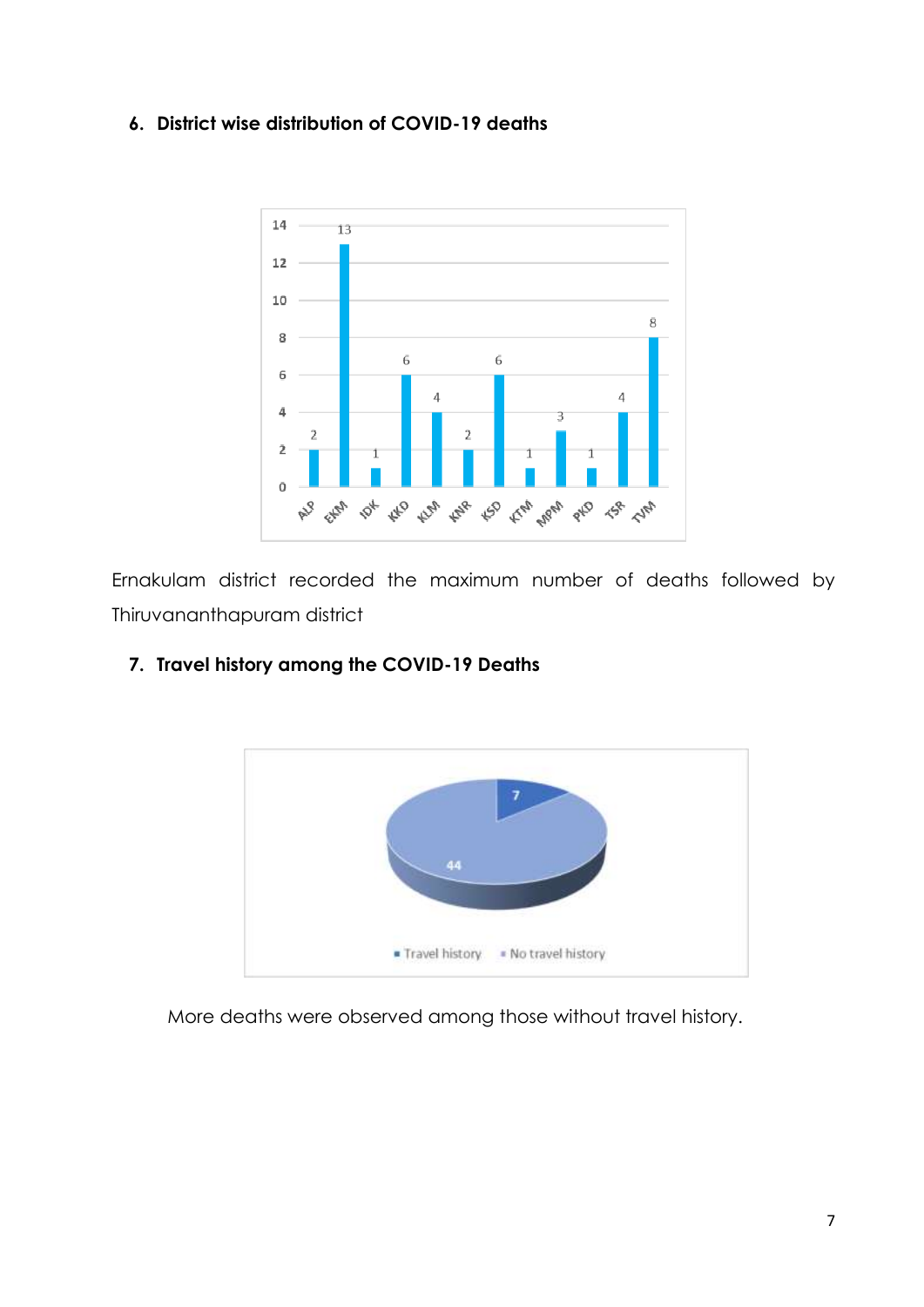6. **District wise distribution of COVID-19 deaths**

Ernakulam district recorded the maximum number of deaths followed by Thiruvananthapuram district

7. **Travel history among the COVID-19 Deaths**

More deaths were observed among those without travel history.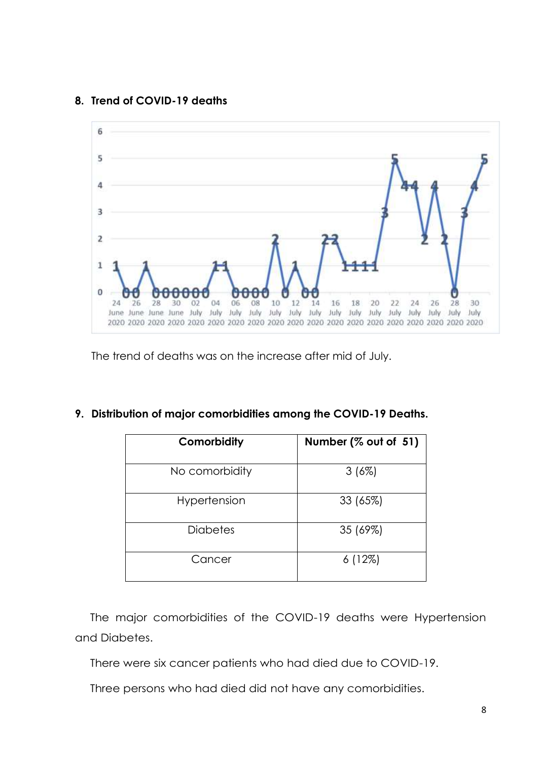## 8. Trend of COVID-19 deaths

The trend of deaths was on the increase after mid of July.

## 9. Distribution of major comorbidities among the COVID-19 Deaths.

| Comorbidity | Number (% out of 51) |
|---|---|
| No comorbidity | 3 (6%) |
| Hypertension | 33 (65%) |
| Diabetes | 35 (69%) |
| Cancer | 6 (12%) |

The major comorbidities of the COVID-19 deaths were Hypertension and Diabetes.

There were six cancer patients who had died due to COVID-19.

Three persons who had died did not have any comorbidities.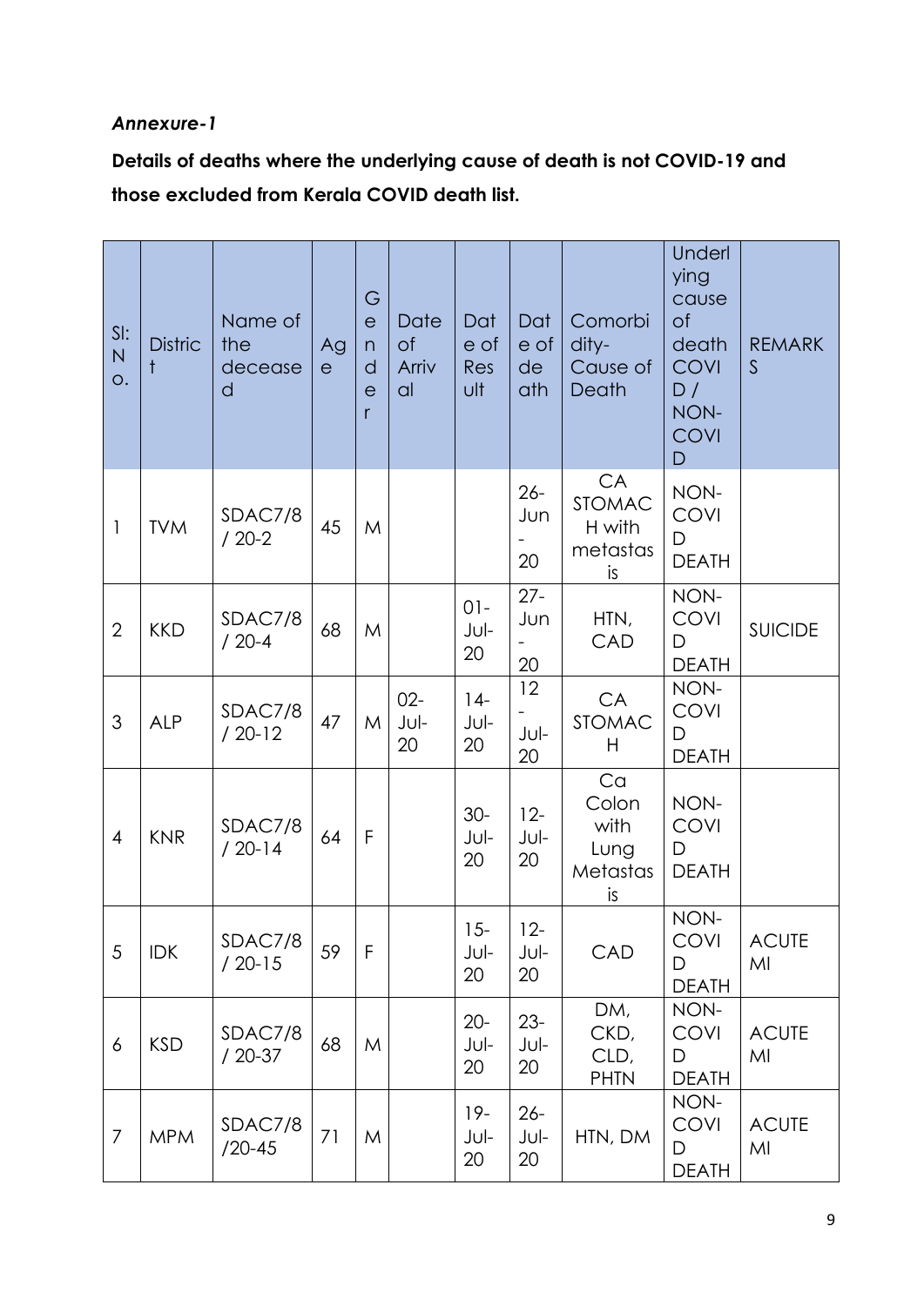*Annexure-1*

**Details of deaths where the underlying cause of death is not COVID-19 and those excluded from Kerala COVID death list.**

| Sl: No. | District | Name of the deceased | Age | Gender | Date of Arrival | Date of Result | Date of death | Comorbidity-Cause of Death | Underlying cause of death COVID / NON-COVID | REMARKS |
|---|---|---|---|---|---|---|---|---|---|---|
| 1 | TVM | SDAC7/8 / 20-2 | 45 | M | | | 26-Jun-20 | CA STOMACH with metastasis | NON-COVID DEATH | |
| 2 | KKD | SDAC7/8 / 20-4 | 68 | M | | 01-Jul-20 | 27-Jun-20 | HTN, CAD | NON-COVID DEATH | SUICIDE |
| 3 | ALP | SDAC7/8 / 20-12 | 47 | M | 02-Jul-20 | 14-Jul-20 | 12-Jul-20 | CA STOMACH | NON-COVID DEATH | |
| 4 | KNR | SDAC7/8 / 20-14 | 64 | F | | 30-Jul-20 | 12-Jul-20 | Ca Colon with Lung Metastasis | NON-COVID DEATH | |
| 5 | IDK | SDAC7/8 / 20-15 | 59 | F | | 15-Jul-20 | 12-Jul-20 | CAD | NON-COVID DEATH | ACUTE MI |
| 6 | KSD | SDAC7/8 / 20-37 | 68 | M | | 20-Jul-20 | 23-Jul-20 | DM, CKD, CLD, PHTN | NON-COVID DEATH | ACUTE MI |
| 7 | MPM | SDAC7/8 /20-45 | 71 | M | | 19-Jul-20 | 26-Jul-20 | HTN, DM | NON-COVID DEATH | ACUTE MI |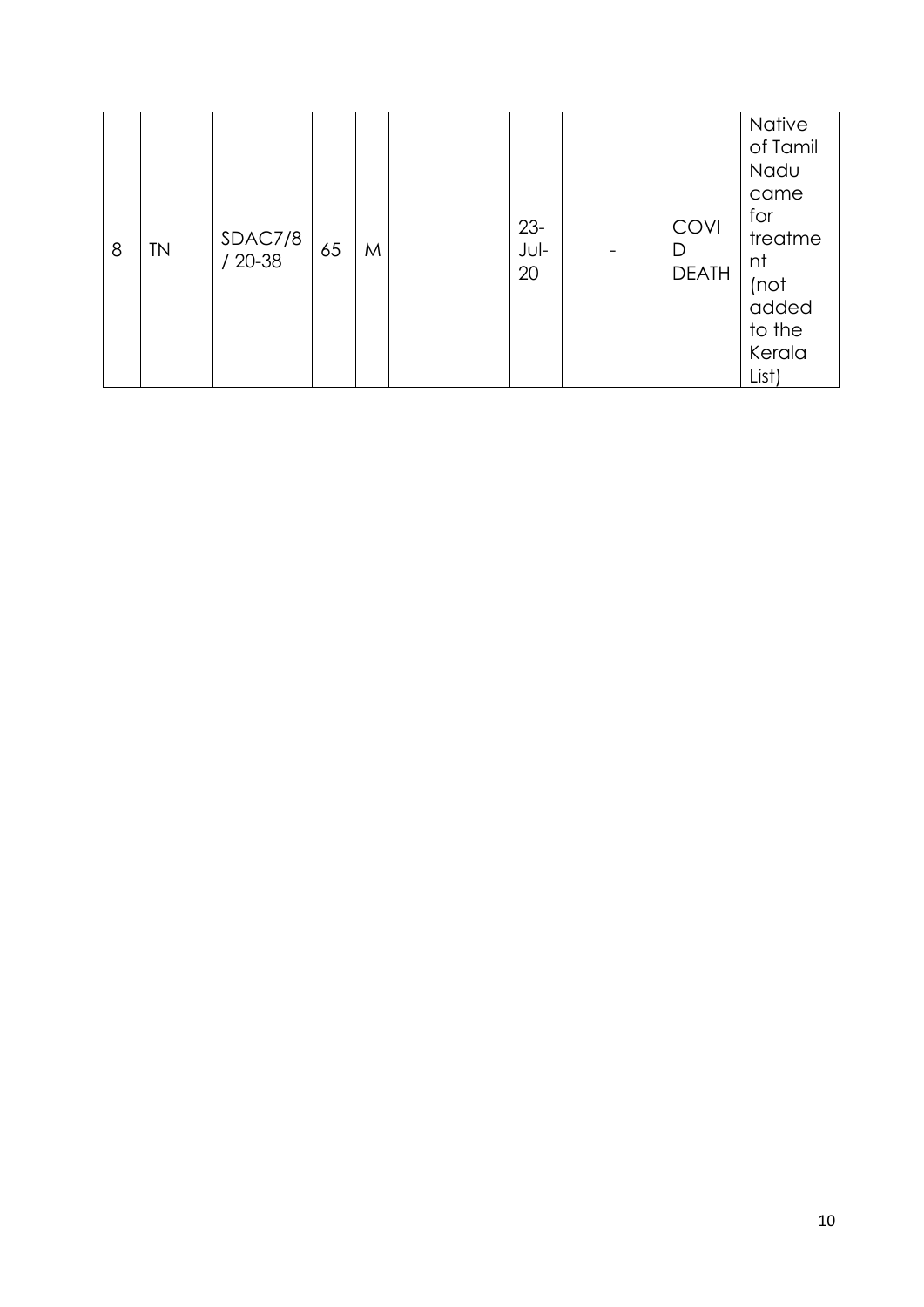| | | | | | | | | | | |
|---|---|---|---|---|---|---|---|---|---|---|
| 8 | TN | SDAC7/8 / 20-38 | 65 | M | | | 23-Jul-20 | - | COVID DEATH | Native of Tamil Nadu came for treatment (not added to the Kerala List) |